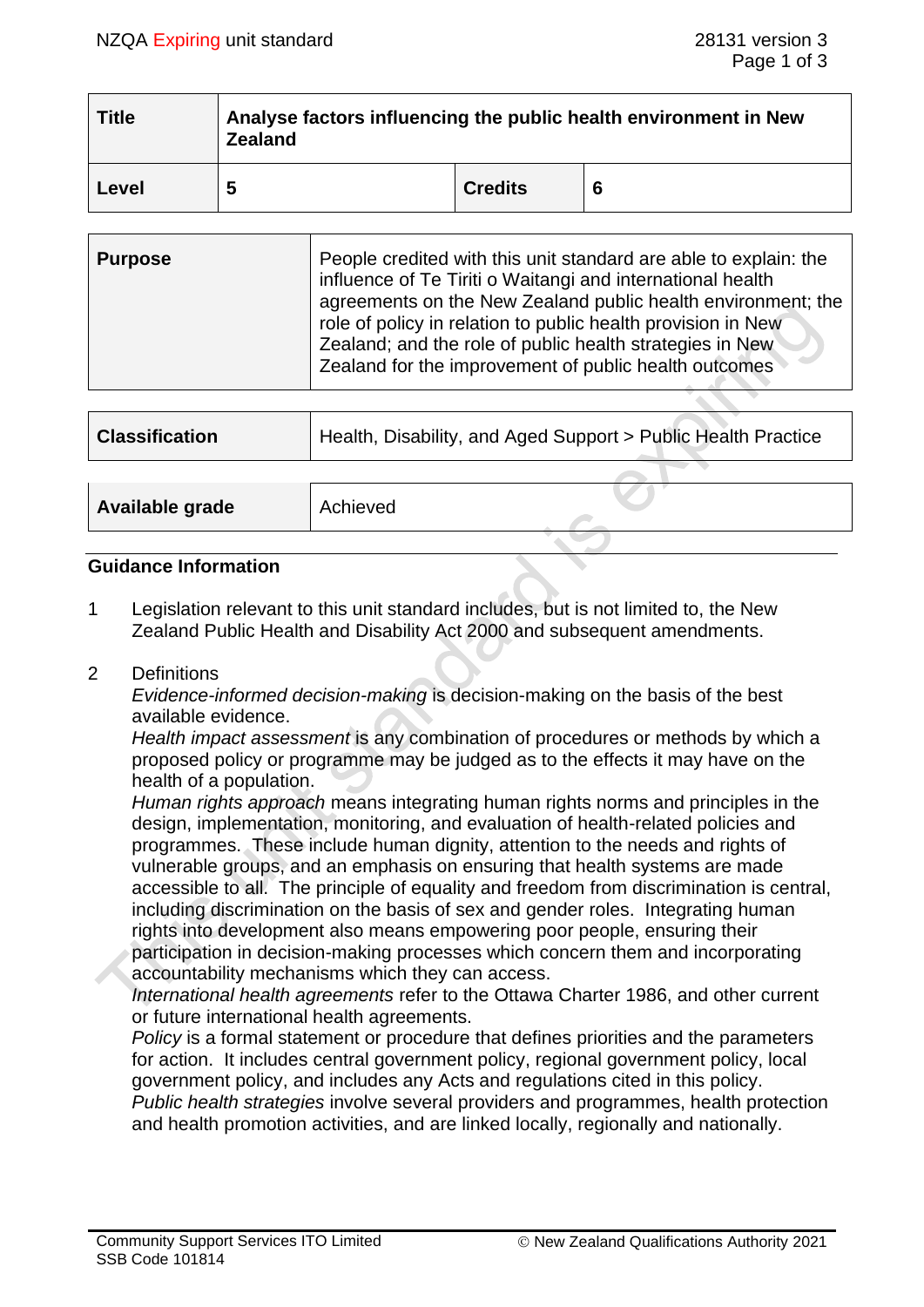| Title | Analyse factors influencing the public health environment in New Zealand | | |
|---|---|---|---|
| Level | 5 | Credits | 6 |

| Purpose | People credited with this unit standard are able to explain: the influence of Te Tiriti o Waitangi and international health agreements on the New Zealand public health environment; the role of policy in relation to public health provision in New Zealand; and the role of public health strategies in New Zealand for the improvement of public health outcomes |
|---|---|

| Classification | Health, Disability, and Aged Support > Public Health Practice |
|---|---|

| Available grade | Achieved |
|---|---|

## Guidance Information

1 Legislation relevant to this unit standard includes, but is not limited to, the New Zealand Public Health and Disability Act 2000 and subsequent amendments.

2 Definitions

*Evidence-informed decision-making* is decision-making on the basis of the best available evidence.

*Health impact assessment* is any combination of procedures or methods by which a proposed policy or programme may be judged as to the effects it may have on the health of a population.

*Human rights approach* means integrating human rights norms and principles in the design, implementation, monitoring, and evaluation of health-related policies and programmes. These include human dignity, attention to the needs and rights of vulnerable groups, and an emphasis on ensuring that health systems are made accessible to all. The principle of equality and freedom from discrimination is central, including discrimination on the basis of sex and gender roles. Integrating human rights into development also means empowering poor people, ensuring their participation in decision-making processes which concern them and incorporating accountability mechanisms which they can access.

*International health agreements* refer to the Ottawa Charter 1986, and other current or future international health agreements.

*Policy* is a formal statement or procedure that defines priorities and the parameters for action. It includes central government policy, regional government policy, local government policy, and includes any Acts and regulations cited in this policy.

*Public health strategies* involve several providers and programmes, health protection and health promotion activities, and are linked locally, regionally and nationally.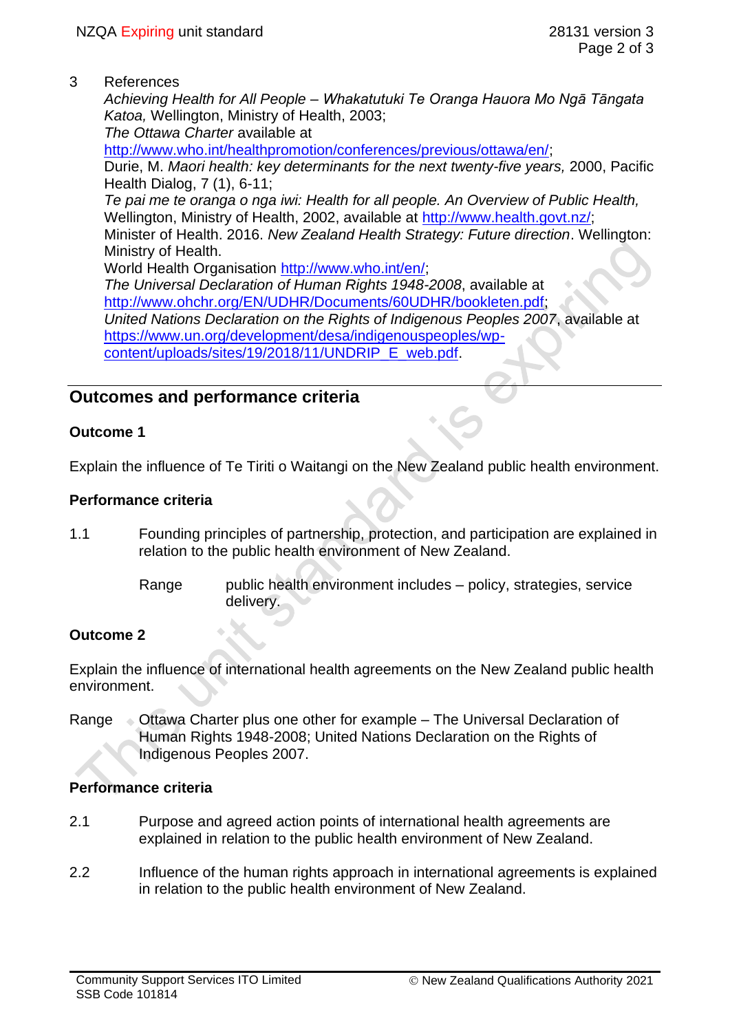3 References

*Achieving Health for All People – Whakatutuki Te Oranga Hauora Mo Ngā Tāngata Katoa,* Wellington, Ministry of Health, 2003;
*The Ottawa Charter* available at http://www.who.int/healthpromotion/conferences/previous/ottawa/en/;
Durie, M. *Maori health: key determinants for the next twenty-five years,* 2000, Pacific Health Dialog, 7 (1), 6-11;
*Te pai me te oranga o nga iwi: Health for all people. An Overview of Public Health,* Wellington, Ministry of Health, 2002, available at http://www.health.govt.nz/;
Minister of Health. 2016. *New Zealand Health Strategy: Future direction*. Wellington: Ministry of Health.
World Health Organisation http://www.who.int/en/;
*The Universal Declaration of Human Rights 1948-2008*, available at http://www.ohchr.org/EN/UDHR/Documents/60UDHR/bookleten.pdf;
*United Nations Declaration on the Rights of Indigenous Peoples 2007*, available at https://www.un.org/development/desa/indigenouspeoples/wp-content/uploads/sites/19/2018/11/UNDRIP_E_web.pdf.

## Outcomes and performance criteria

### Outcome 1

Explain the influence of Te Tiriti o Waitangi on the New Zealand public health environment.

### Performance criteria

1.1 Founding principles of partnership, protection, and participation are explained in relation to the public health environment of New Zealand.

Range public health environment includes – policy, strategies, service delivery.

### Outcome 2

Explain the influence of international health agreements on the New Zealand public health environment.

Range Ottawa Charter plus one other for example – The Universal Declaration of Human Rights 1948-2008; United Nations Declaration on the Rights of Indigenous Peoples 2007.

### Performance criteria

2.1 Purpose and agreed action points of international health agreements are explained in relation to the public health environment of New Zealand.

2.2 Influence of the human rights approach in international agreements is explained in relation to the public health environment of New Zealand.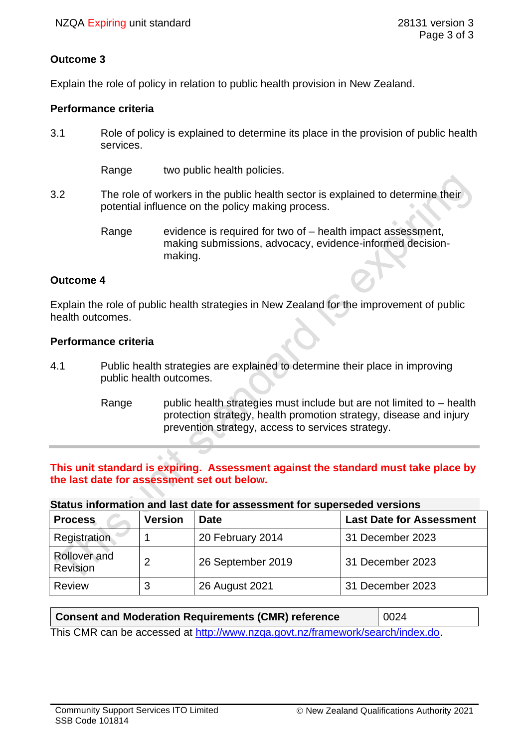## Outcome 3

Explain the role of policy in relation to public health provision in New Zealand.

### Performance criteria

3.1 Role of policy is explained to determine its place in the provision of public health services.

Range two public health policies.

3.2 The role of workers in the public health sector is explained to determine their potential influence on the policy making process.

Range evidence is required for two of – health impact assessment, making submissions, advocacy, evidence-informed decision-making.

## Outcome 4

Explain the role of public health strategies in New Zealand for the improvement of public health outcomes.

### Performance criteria

4.1 Public health strategies are explained to determine their place in improving public health outcomes.

Range public health strategies must include but are not limited to – health protection strategy, health promotion strategy, disease and injury prevention strategy, access to services strategy.

---

**This unit standard is expiring. Assessment against the standard must take place by the last date for assessment set out below.**

**Status information and last date for assessment for superseded versions**

| Process | Version | Date | Last Date for Assessment |
|---|---|---|---|
| Registration | 1 | 20 February 2014 | 31 December 2023 |
| Rollover and Revision | 2 | 26 September 2019 | 31 December 2023 |
| Review | 3 | 26 August 2021 | 31 December 2023 |

| Consent and Moderation Requirements (CMR) reference | 0024 |
|---|---|

This CMR can be accessed at http://www.nzqa.govt.nz/framework/search/index.do.